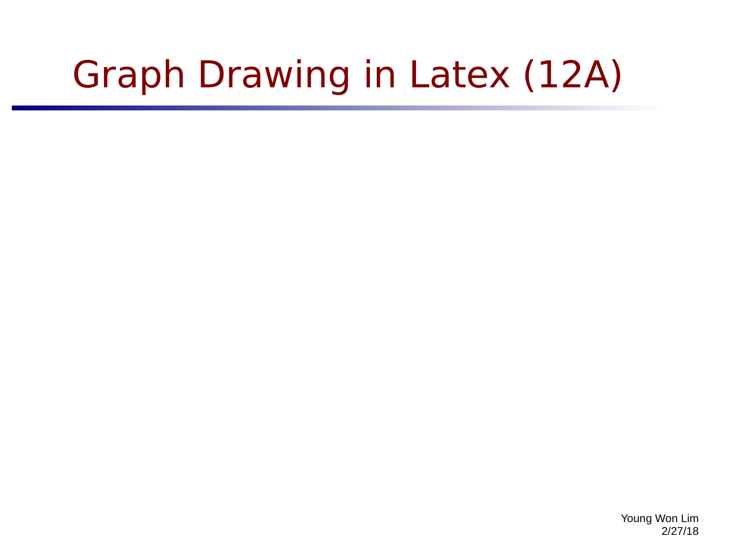# Graph Drawing in Latex (12A)

Young Won Lim
2/27/18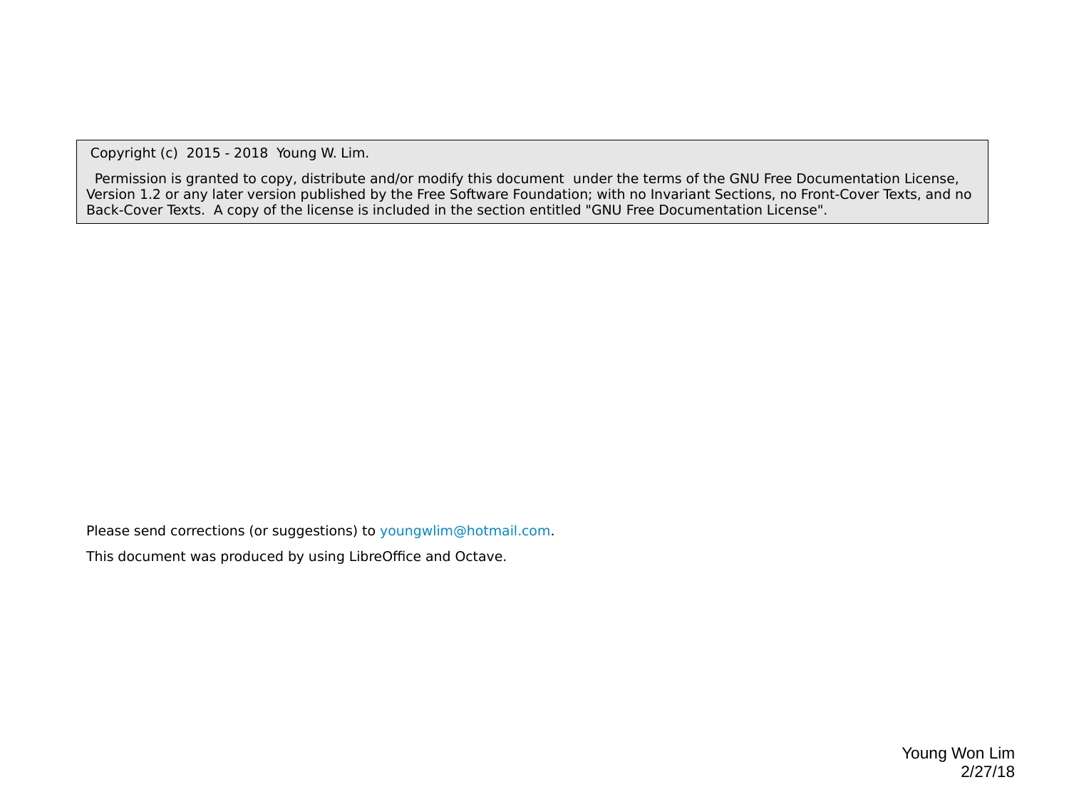Copyright (c) 2015 - 2018 Young W. Lim.

Permission is granted to copy, distribute and/or modify this document under the terms of the GNU Free Documentation License, Version 1.2 or any later version published by the Free Software Foundation; with no Invariant Sections, no Front-Cover Texts, and no Back-Cover Texts. A copy of the license is included in the section entitled "GNU Free Documentation License".

Please send corrections (or suggestions) to youngwlim@hotmail.com.

This document was produced by using LibreOffice and Octave.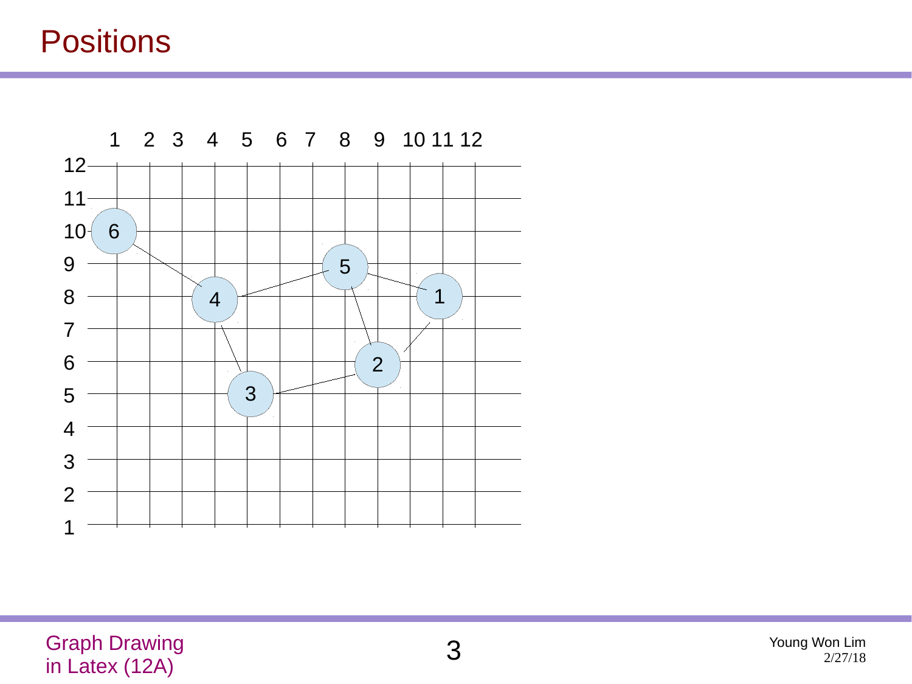# Positions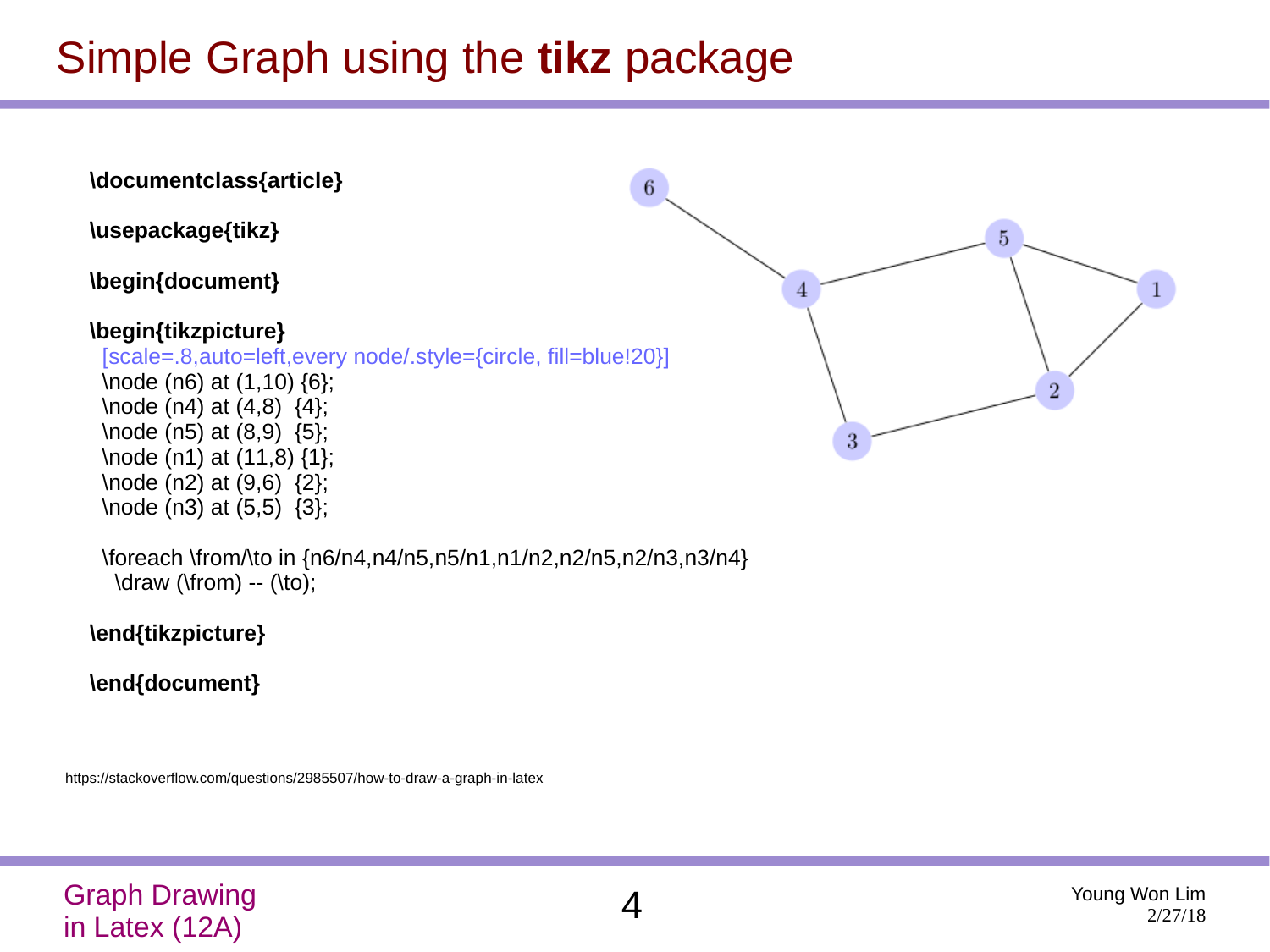# Simple Graph using the **tikz** package

```
\documentclass{article}

\usepackage{tikz}

\begin{document}

\begin{tikzpicture}
  [scale=.8,auto=left,every node/.style={circle, fill=blue!20}]
  \node (n6) at (1,10) {6};
  \node (n4) at (4,8)  {4};
  \node (n5) at (8,9)  {5};
  \node (n1) at (11,8) {1};
  \node (n2) at (9,6)  {2};
  \node (n3) at (5,5)  {3};

  \foreach \from/\to in {n6/n4,n4/n5,n5/n1,n1/n2,n2/n5,n2/n3,n3/n4}
    \draw (\from) -- (\to);

\end{tikzpicture}

\end{document}
```

https://stackoverflow.com/questions/2985507/how-to-draw-a-graph-in-latex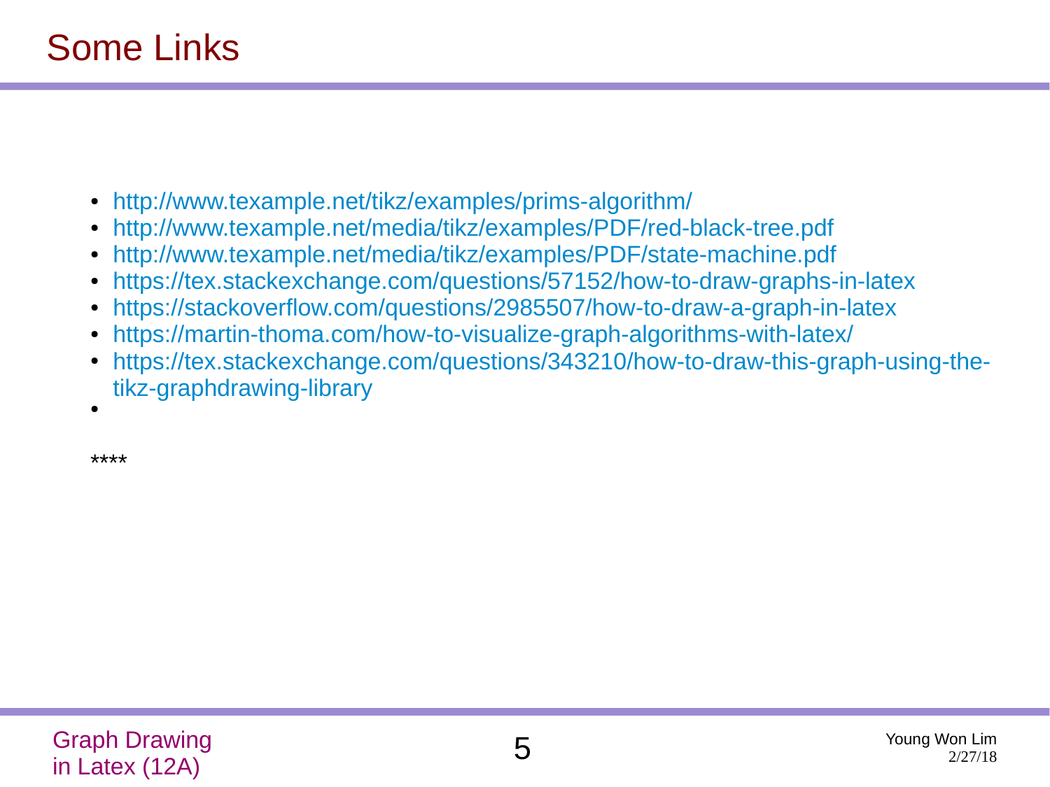# Some Links

- http://www.texample.net/tikz/examples/prims-algorithm/
- http://www.texample.net/media/tikz/examples/PDF/red-black-tree.pdf
- http://www.texample.net/media/tikz/examples/PDF/state-machine.pdf
- https://tex.stackexchange.com/questions/57152/how-to-draw-graphs-in-latex
- https://stackoverflow.com/questions/2985507/how-to-draw-a-graph-in-latex
- https://martin-thoma.com/how-to-visualize-graph-algorithms-with-latex/
- https://tex.stackexchange.com/questions/343210/how-to-draw-this-graph-using-the-tikz-graphdrawing-library
- 

****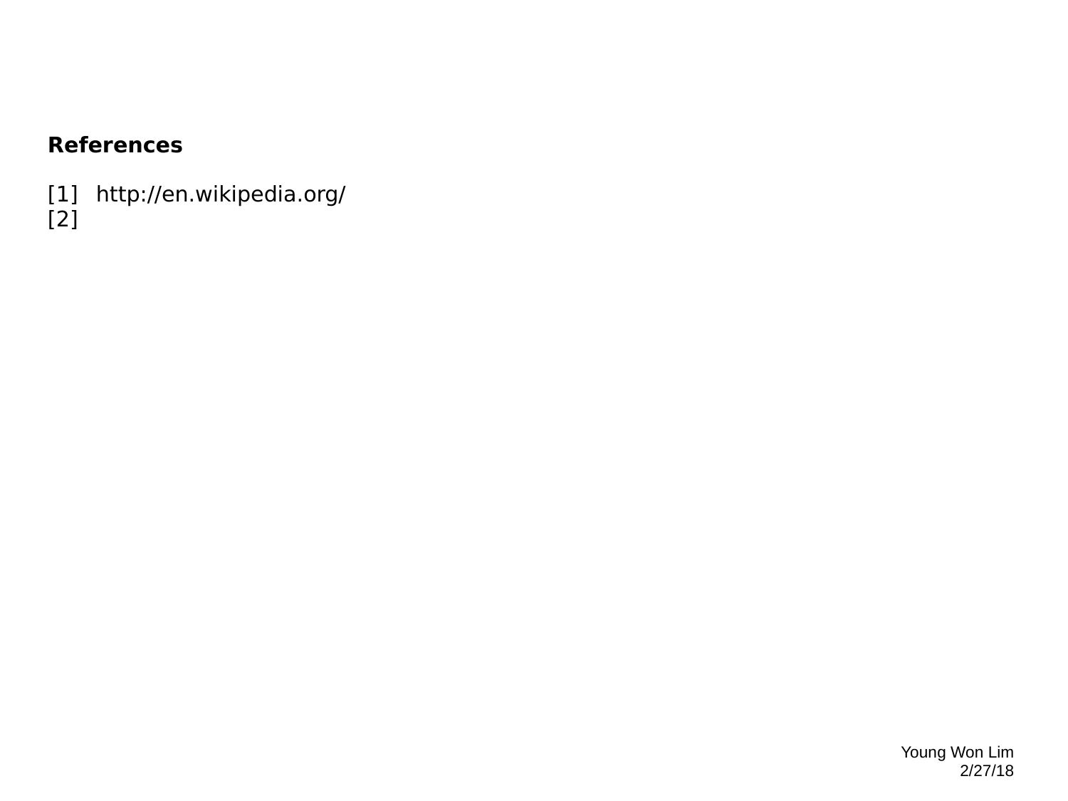**References**

[1] http://en.wikipedia.org/
[2]